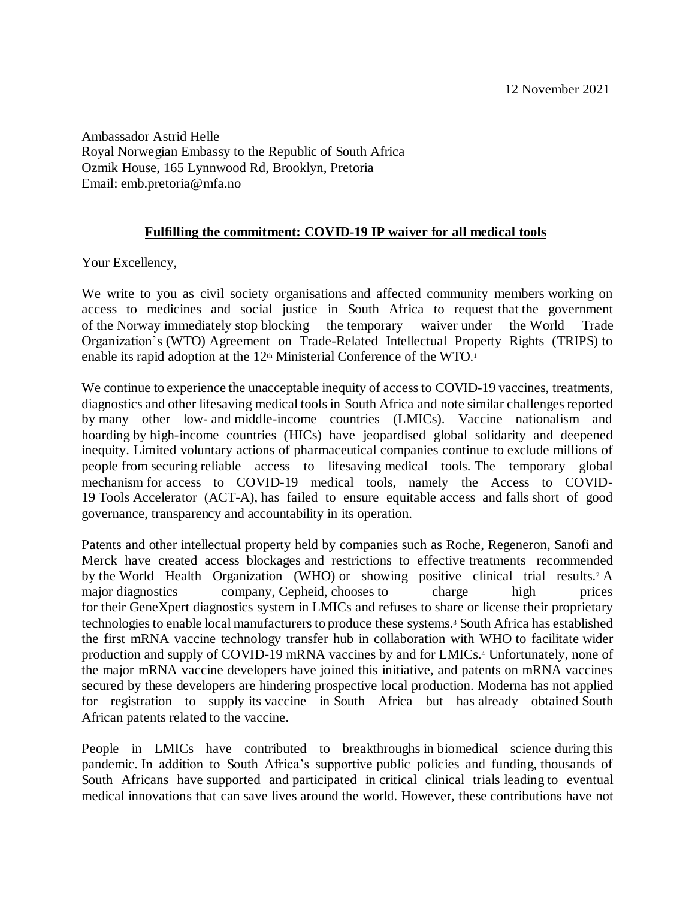12 November 2021

Ambassador Astrid Helle
Royal Norwegian Embassy to the Republic of South Africa
Ozmik House, 165 Lynnwood Rd, Brooklyn, Pretoria
Email: emb.pretoria@mfa.no

**Fulfilling the commitment: COVID-19 IP waiver for all medical tools**

Your Excellency,

We write to you as civil society organisations and affected community members working on access to medicines and social justice in South Africa to request that the government of the Norway immediately stop blocking the temporary waiver under the World Trade Organization's (WTO) Agreement on Trade-Related Intellectual Property Rights (TRIPS) to enable its rapid adoption at the 12th Ministerial Conference of the WTO.[1]

We continue to experience the unacceptable inequity of access to COVID-19 vaccines, treatments, diagnostics and other lifesaving medical tools in South Africa and note similar challenges reported by many other low- and middle-income countries (LMICs). Vaccine nationalism and hoarding by high-income countries (HICs) have jeopardised global solidarity and deepened inequity. Limited voluntary actions of pharmaceutical companies continue to exclude millions of people from securing reliable access to lifesaving medical tools. The temporary global mechanism for access to COVID-19 medical tools, namely the Access to COVID-19 Tools Accelerator (ACT-A), has failed to ensure equitable access and falls short of good governance, transparency and accountability in its operation.

Patents and other intellectual property held by companies such as Roche, Regeneron, Sanofi and Merck have created access blockages and restrictions to effective treatments recommended by the World Health Organization (WHO) or showing positive clinical trial results.[2] A major diagnostics company, Cepheid, chooses to charge high prices for their GeneXpert diagnostics system in LMICs and refuses to share or license their proprietary technologies to enable local manufacturers to produce these systems.[3] South Africa has established the first mRNA vaccine technology transfer hub in collaboration with WHO to facilitate wider production and supply of COVID-19 mRNA vaccines by and for LMICs.[4] Unfortunately, none of the major mRNA vaccine developers have joined this initiative, and patents on mRNA vaccines secured by these developers are hindering prospective local production. Moderna has not applied for registration to supply its vaccine in South Africa but has already obtained South African patents related to the vaccine.

People in LMICs have contributed to breakthroughs in biomedical science during this pandemic. In addition to South Africa's supportive public policies and funding, thousands of South Africans have supported and participated in critical clinical trials leading to eventual medical innovations that can save lives around the world. However, these contributions have not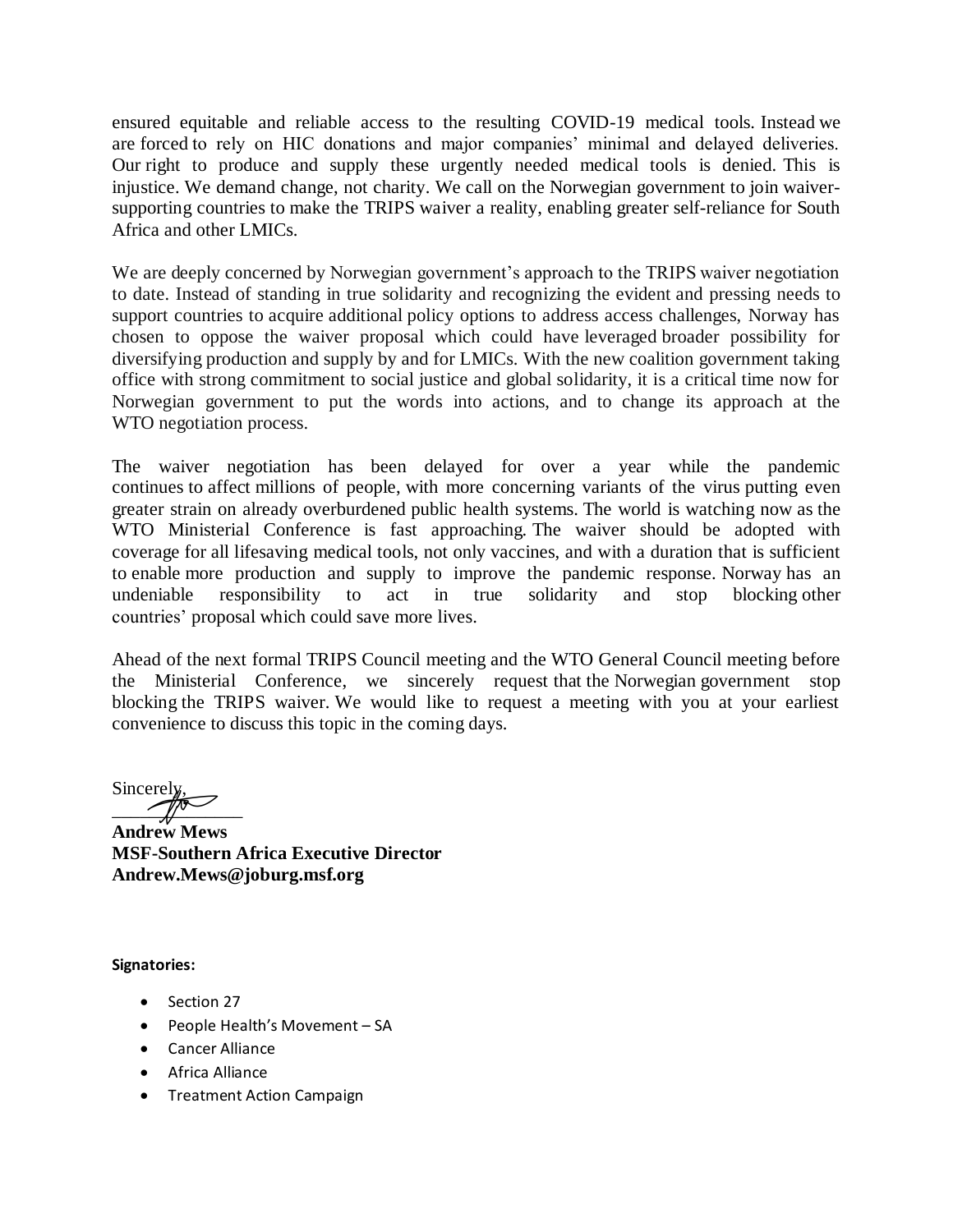ensured equitable and reliable access to the resulting COVID-19 medical tools. Instead we are forced to rely on HIC donations and major companies' minimal and delayed deliveries. Our right to produce and supply these urgently needed medical tools is denied. This is injustice. We demand change, not charity. We call on the Norwegian government to join waiver-supporting countries to make the TRIPS waiver a reality, enabling greater self-reliance for South Africa and other LMICs.

We are deeply concerned by Norwegian government's approach to the TRIPS waiver negotiation to date. Instead of standing in true solidarity and recognizing the evident and pressing needs to support countries to acquire additional policy options to address access challenges, Norway has chosen to oppose the waiver proposal which could have leveraged broader possibility for diversifying production and supply by and for LMICs. With the new coalition government taking office with strong commitment to social justice and global solidarity, it is a critical time now for Norwegian government to put the words into actions, and to change its approach at the WTO negotiation process.

The waiver negotiation has been delayed for over a year while the pandemic continues to affect millions of people, with more concerning variants of the virus putting even greater strain on already overburdened public health systems. The world is watching now as the WTO Ministerial Conference is fast approaching. The waiver should be adopted with coverage for all lifesaving medical tools, not only vaccines, and with a duration that is sufficient to enable more production and supply to improve the pandemic response. Norway has an undeniable responsibility to act in true solidarity and stop blocking other countries' proposal which could save more lives.

Ahead of the next formal TRIPS Council meeting and the WTO General Council meeting before the Ministerial Conference, we sincerely request that the Norwegian government stop blocking the TRIPS waiver. We would like to request a meeting with you at your earliest convenience to discuss this topic in the coming days.

Sincerely,

**Andrew Mews**
**MSF-Southern Africa Executive Director**
**Andrew.Mews@joburg.msf.org**

**Signatories:**

- Section 27
- People Health's Movement – SA
- Cancer Alliance
- Africa Alliance
- Treatment Action Campaign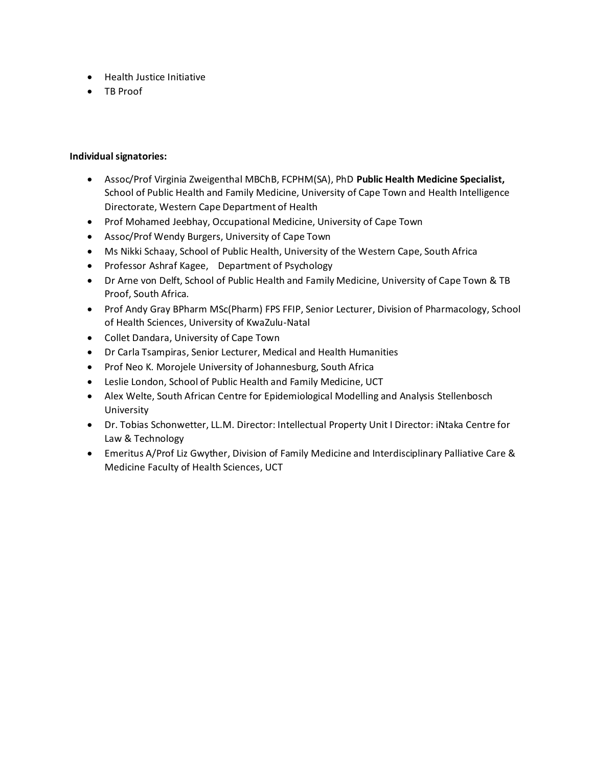- Health Justice Initiative
- TB Proof

**Individual signatories:**

- Assoc/Prof Virginia Zweigenthal MBChB, FCPHM(SA), PhD **Public Health Medicine Specialist,** School of Public Health and Family Medicine, University of Cape Town and Health Intelligence Directorate, Western Cape Department of Health
- Prof Mohamed Jeebhay, Occupational Medicine, University of Cape Town
- Assoc/Prof Wendy Burgers, University of Cape Town
- Ms Nikki Schaay, School of Public Health, University of the Western Cape, South Africa
- Professor Ashraf Kagee, Department of Psychology
- Dr Arne von Delft, School of Public Health and Family Medicine, University of Cape Town & TB Proof, South Africa.
- Prof Andy Gray BPharm MSc(Pharm) FPS FFIP, Senior Lecturer, Division of Pharmacology, School of Health Sciences, University of KwaZulu-Natal
- Collet Dandara, University of Cape Town
- Dr Carla Tsampiras, Senior Lecturer, Medical and Health Humanities
- Prof Neo K. Morojele University of Johannesburg, South Africa
- Leslie London, School of Public Health and Family Medicine, UCT
- Alex Welte, South African Centre for Epidemiological Modelling and Analysis Stellenbosch University
- Dr. Tobias Schonwetter, LL.M. Director: Intellectual Property Unit I Director: iNtaka Centre for Law & Technology
- Emeritus A/Prof Liz Gwyther, Division of Family Medicine and Interdisciplinary Palliative Care & Medicine Faculty of Health Sciences, UCT